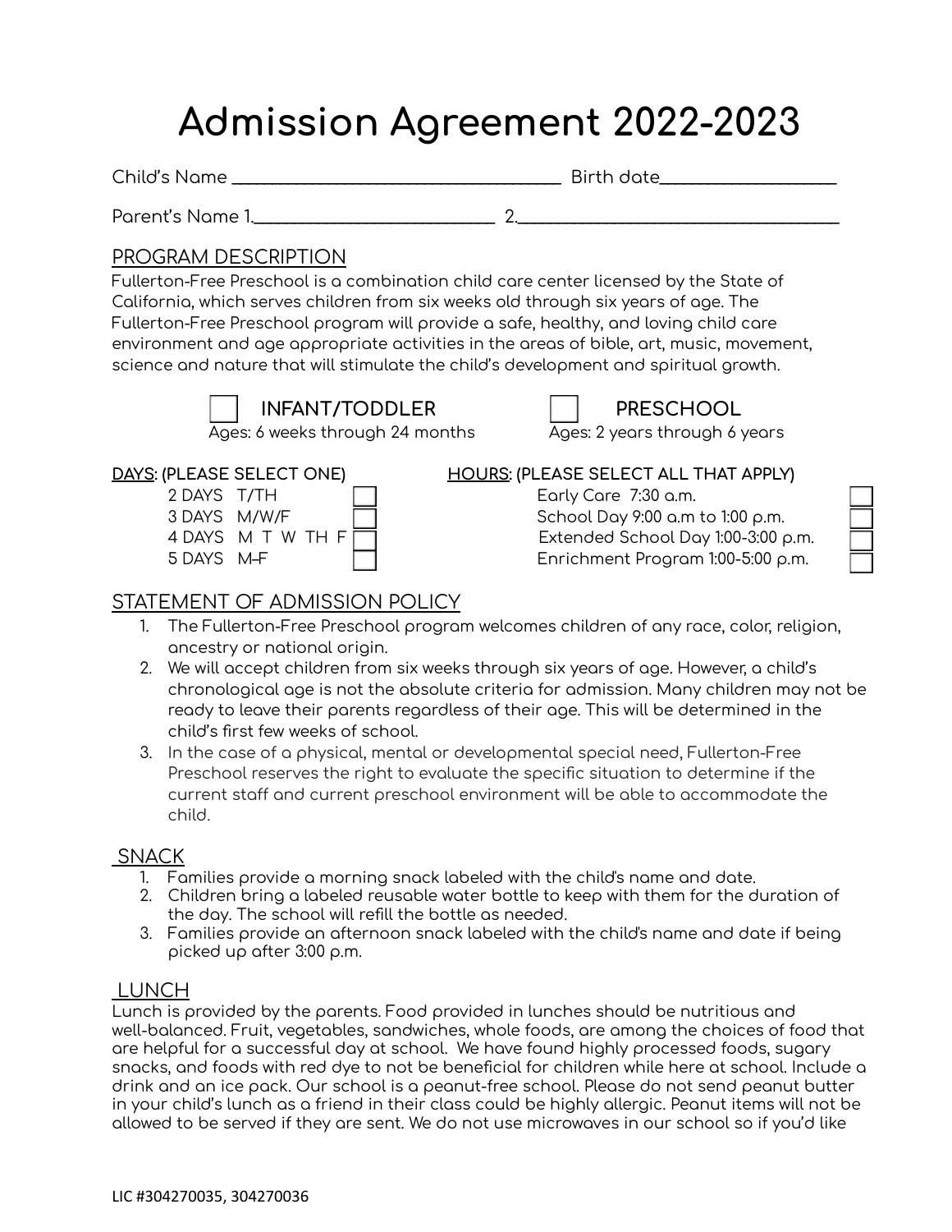# Admission Agreement 2022-2023

Child's Name ___________________________________ Birth date__________________

Parent's Name 1.__________________________ 2.___________________________________

## PROGRAM DESCRIPTION

Fullerton-Free Preschool is a combination child care center licensed by the State of California, which serves children from six weeks old through six years of age. The Fullerton-Free Preschool program will provide a safe, healthy, and loving child care environment and age appropriate activities in the areas of bible, art, music, movement, science and nature that will stimulate the child's development and spiritual growth.

☐ **INFANT/TODDLER** — Ages: 6 weeks through 24 months

☐ **PRESCHOOL** — Ages: 2 years through 6 years

**DAYS: (PLEASE SELECT ONE)**

- 2 DAYS T/TH ☐
- 3 DAYS M/W/F ☐
- 4 DAYS M T W TH F ☐
- 5 DAYS M–F ☐

**HOURS: (PLEASE SELECT ALL THAT APPLY)**

- Early Care 7:30 a.m. ☐
- School Day 9:00 a.m to 1:00 p.m. ☐
- Extended School Day 1:00-3:00 p.m. ☐
- Enrichment Program 1:00-5:00 p.m. ☐

## STATEMENT OF ADMISSION POLICY

1. The Fullerton-Free Preschool program welcomes children of any race, color, religion, ancestry or national origin.
2. We will accept children from six weeks through six years of age. However, a child's chronological age is not the absolute criteria for admission. Many children may not be ready to leave their parents regardless of their age. This will be determined in the child's first few weeks of school.
3. In the case of a physical, mental or developmental special need, Fullerton-Free Preschool reserves the right to evaluate the specific situation to determine if the current staff and current preschool environment will be able to accommodate the child.

## SNACK

1. Families provide a morning snack labeled with the child's name and date.
2. Children bring a labeled reusable water bottle to keep with them for the duration of the day. The school will refill the bottle as needed.
3. Families provide an afternoon snack labeled with the child's name and date if being picked up after 3:00 p.m.

## LUNCH

Lunch is provided by the parents. Food provided in lunches should be nutritious and well-balanced. Fruit, vegetables, sandwiches, whole foods, are among the choices of food that are helpful for a successful day at school. We have found highly processed foods, sugary snacks, and foods with red dye to not be beneficial for children while here at school. Include a drink and an ice pack. Our school is a peanut-free school. Please do not send peanut butter in your child's lunch as a friend in their class could be highly allergic. Peanut items will not be allowed to be served if they are sent. We do not use microwaves in our school so if you'd like

LIC #304270035, 304270036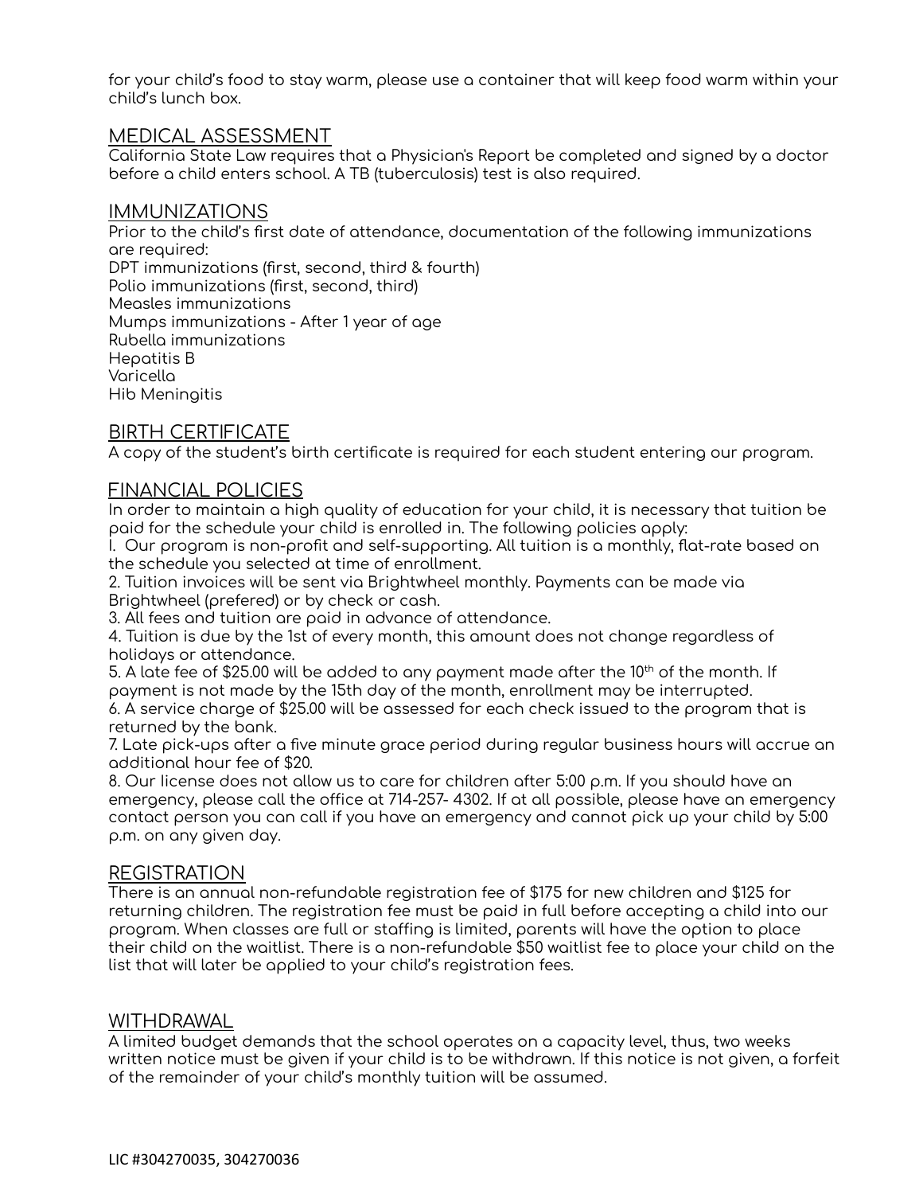for your child's food to stay warm, please use a container that will keep food warm within your child's lunch box.

## MEDICAL ASSESSMENT

California State Law requires that a Physician's Report be completed and signed by a doctor before a child enters school. A TB (tuberculosis) test is also required.

## IMMUNIZATIONS

Prior to the child's first date of attendance, documentation of the following immunizations are required:
DPT immunizations (first, second, third & fourth)
Polio immunizations (first, second, third)
Measles immunizations
Mumps immunizations - After 1 year of age
Rubella immunizations
Hepatitis B
Varicella
Hib Meningitis

## BIRTH CERTIFICATE

A copy of the student's birth certificate is required for each student entering our program.

## FINANCIAL POLICIES

In order to maintain a high quality of education for your child, it is necessary that tuition be paid for the schedule your child is enrolled in. The following policies apply:
1. Our program is non-profit and self-supporting. All tuition is a monthly, flat-rate based on the schedule you selected at time of enrollment.
2. Tuition invoices will be sent via Brightwheel monthly. Payments can be made via Brightwheel (prefered) or by check or cash.
3. All fees and tuition are paid in advance of attendance.
4. Tuition is due by the 1st of every month, this amount does not change regardless of holidays or attendance.
5. A late fee of $25.00 will be added to any payment made after the 10th of the month. If payment is not made by the 15th day of the month, enrollment may be interrupted.
6. A service charge of $25.00 will be assessed for each check issued to the program that is returned by the bank.
7. Late pick-ups after a five minute grace period during regular business hours will accrue an additional hour fee of $20.
8. Our license does not allow us to care for children after 5:00 p.m. If you should have an emergency, please call the office at 714-257- 4302. If at all possible, please have an emergency contact person you can call if you have an emergency and cannot pick up your child by 5:00 p.m. on any given day.

## REGISTRATION

There is an annual non-refundable registration fee of $175 for new children and $125 for returning children. The registration fee must be paid in full before accepting a child into our program. When classes are full or staffing is limited, parents will have the option to place their child on the waitlist. There is a non-refundable $50 waitlist fee to place your child on the list that will later be applied to your child's registration fees.

## WITHDRAWAL

A limited budget demands that the school operates on a capacity level, thus, two weeks written notice must be given if your child is to be withdrawn. If this notice is not given, a forfeit of the remainder of your child's monthly tuition will be assumed.

LIC #304270035, 304270036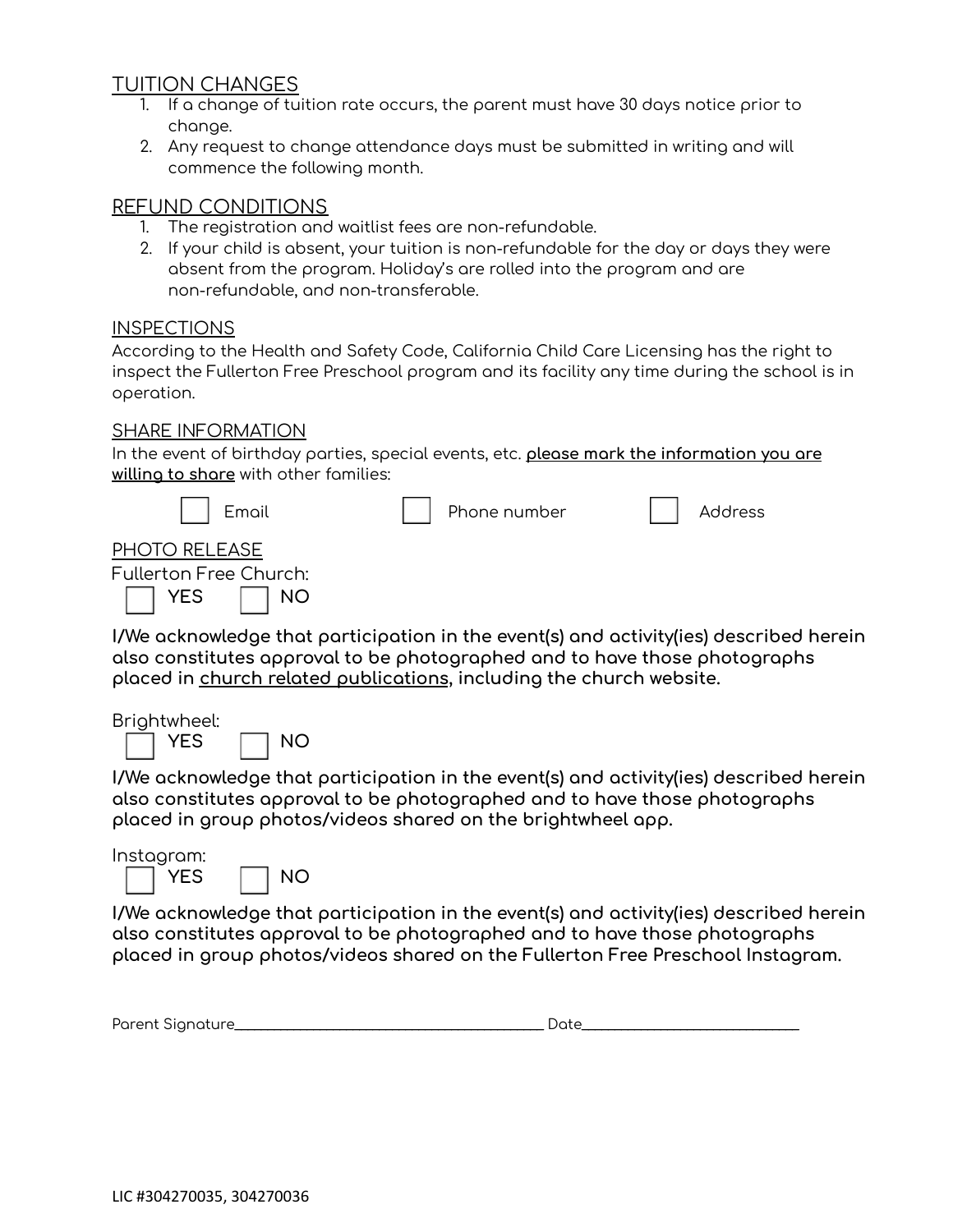## TUITION CHANGES

1. If a change of tuition rate occurs, the parent must have 30 days notice prior to change.
2. Any request to change attendance days must be submitted in writing and will commence the following month.

## REFUND CONDITIONS

1. The registration and waitlist fees are non-refundable.
2. If your child is absent, your tuition is non-refundable for the day or days they were absent from the program. Holiday's are rolled into the program and are non-refundable, and non-transferable.

## INSPECTIONS

According to the Health and Safety Code, California Child Care Licensing has the right to inspect the Fullerton Free Preschool program and its facility any time during the school is in operation.

## SHARE INFORMATION

In the event of birthday parties, special events, etc. **please mark the information you are willing to share** with other families:

☐ Email ☐ Phone number ☐ Address

## PHOTO RELEASE

Fullerton Free Church:

☐ **YES** ☐ **NO**

**I/We acknowledge that participation in the event(s) and activity(ies) described herein also constitutes approval to be photographed and to have those photographs placed in church related publications, including the church website.**

Brightwheel:

☐ **YES** ☐ **NO**

**I/We acknowledge that participation in the event(s) and activity(ies) described herein also constitutes approval to be photographed and to have those photographs placed in group photos/videos shared on the brightwheel app.**

Instagram:

☐ **YES** ☐ **NO**

**I/We acknowledge that participation in the event(s) and activity(ies) described herein also constitutes approval to be photographed and to have those photographs placed in group photos/videos shared on the Fullerton Free Preschool Instagram.**

Parent Signature______________________________ Date____________________

LIC #304270035, 304270036